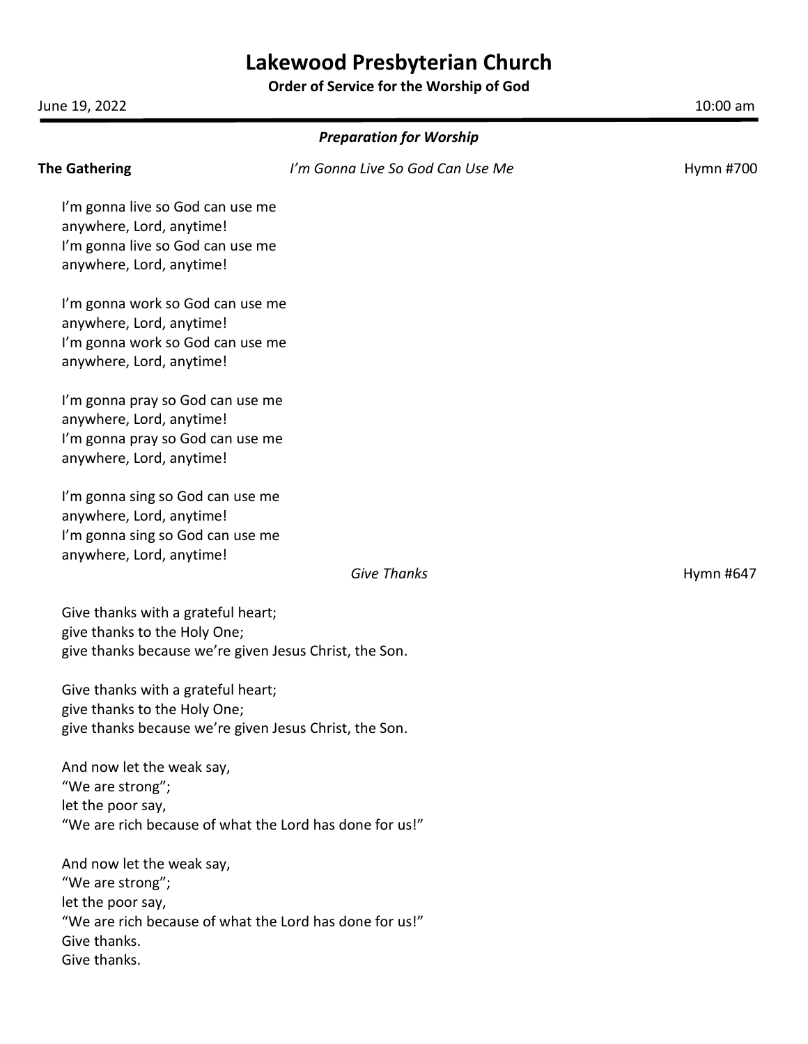# Lakewood Presbyterian Church

**Order of Service for the Worship of God**

June 19, 2022 10:00 am

---

***Preparation for Worship***

**The Gathering** *I'm Gonna Live So God Can Use Me* Hymn #700

I'm gonna live so God can use me
anywhere, Lord, anytime!
I'm gonna live so God can use me
anywhere, Lord, anytime!

I'm gonna work so God can use me
anywhere, Lord, anytime!
I'm gonna work so God can use me
anywhere, Lord, anytime!

I'm gonna pray so God can use me
anywhere, Lord, anytime!
I'm gonna pray so God can use me
anywhere, Lord, anytime!

I'm gonna sing so God can use me
anywhere, Lord, anytime!
I'm gonna sing so God can use me
anywhere, Lord, anytime!

*Give Thanks* Hymn #647

Give thanks with a grateful heart;
give thanks to the Holy One;
give thanks because we're given Jesus Christ, the Son.

Give thanks with a grateful heart;
give thanks to the Holy One;
give thanks because we're given Jesus Christ, the Son.

And now let the weak say,
"We are strong";
let the poor say,
"We are rich because of what the Lord has done for us!"

And now let the weak say,
"We are strong";
let the poor say,
"We are rich because of what the Lord has done for us!"
Give thanks.
Give thanks.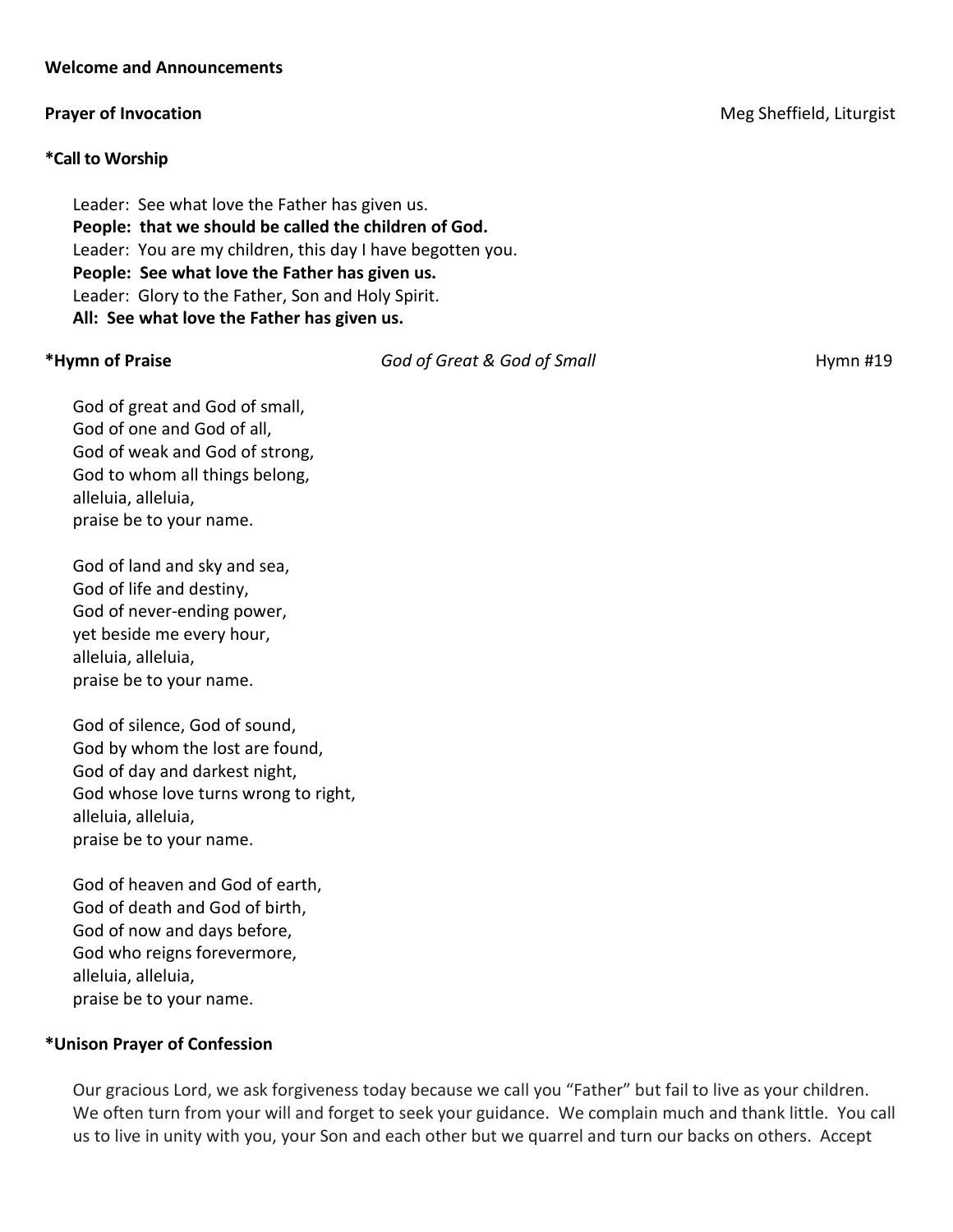**Welcome and Announcements**

**Prayer of Invocation** Meg Sheffield, Liturgist

**\*Call to Worship**

Leader: See what love the Father has given us.
**People: that we should be called the children of God.**
Leader: You are my children, this day I have begotten you.
**People: See what love the Father has given us.**
Leader: Glory to the Father, Son and Holy Spirit.
**All: See what love the Father has given us.**

**\*Hymn of Praise** *God of Great & God of Small* Hymn #19

God of great and God of small,
God of one and God of all,
God of weak and God of strong,
God to whom all things belong,
alleluia, alleluia,
praise be to your name.

God of land and sky and sea,
God of life and destiny,
God of never-ending power,
yet beside me every hour,
alleluia, alleluia,
praise be to your name.

God of silence, God of sound,
God by whom the lost are found,
God of day and darkest night,
God whose love turns wrong to right,
alleluia, alleluia,
praise be to your name.

God of heaven and God of earth,
God of death and God of birth,
God of now and days before,
God who reigns forevermore,
alleluia, alleluia,
praise be to your name.

**\*Unison Prayer of Confession**

Our gracious Lord, we ask forgiveness today because we call you "Father" but fail to live as your children. We often turn from your will and forget to seek your guidance. We complain much and thank little. You call us to live in unity with you, your Son and each other but we quarrel and turn our backs on others. Accept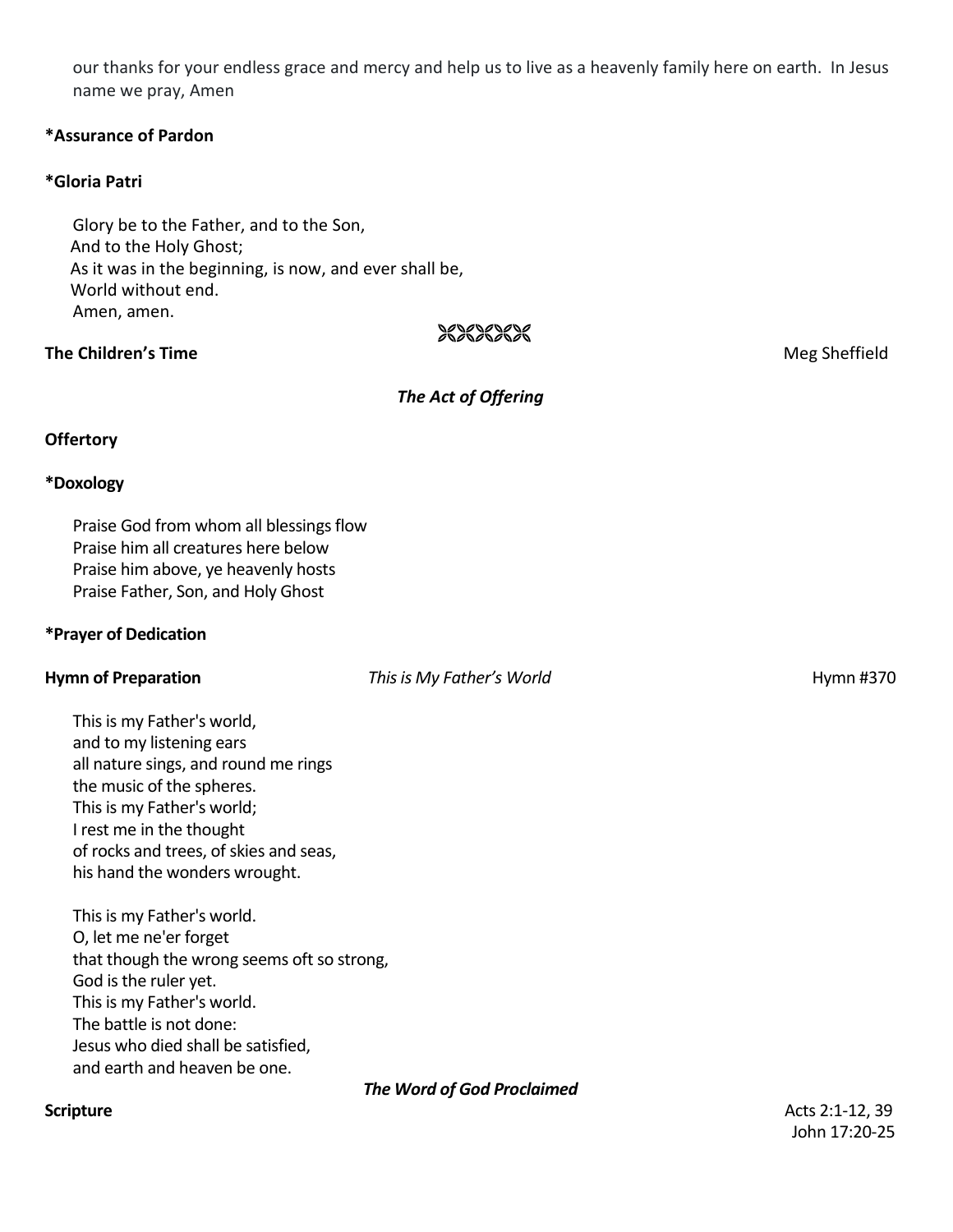our thanks for your endless grace and mercy and help us to live as a heavenly family here on earth. In Jesus name we pray, Amen

**\*Assurance of Pardon**

**\*Gloria Patri**

Glory be to the Father, and to the Son,
And to the Holy Ghost;
As it was in the beginning, is now, and ever shall be,
World without end.
Amen, amen.

**The Children's Time** Meg Sheffield

***The Act of Offering***

**Offertory**

**\*Doxology**

Praise God from whom all blessings flow
Praise him all creatures here below
Praise him above, ye heavenly hosts
Praise Father, Son, and Holy Ghost

**\*Prayer of Dedication**

**Hymn of Preparation** *This is My Father's World* Hymn #370

This is my Father's world,
and to my listening ears
all nature sings, and round me rings
the music of the spheres.
This is my Father's world;
I rest me in the thought
of rocks and trees, of skies and seas,
his hand the wonders wrought.

This is my Father's world.
O, let me ne'er forget
that though the wrong seems oft so strong,
God is the ruler yet.
This is my Father's world.
The battle is not done:
Jesus who died shall be satisfied,
and earth and heaven be one.

***The Word of God Proclaimed***

**Scripture** Acts 2:1-12, 39
John 17:20-25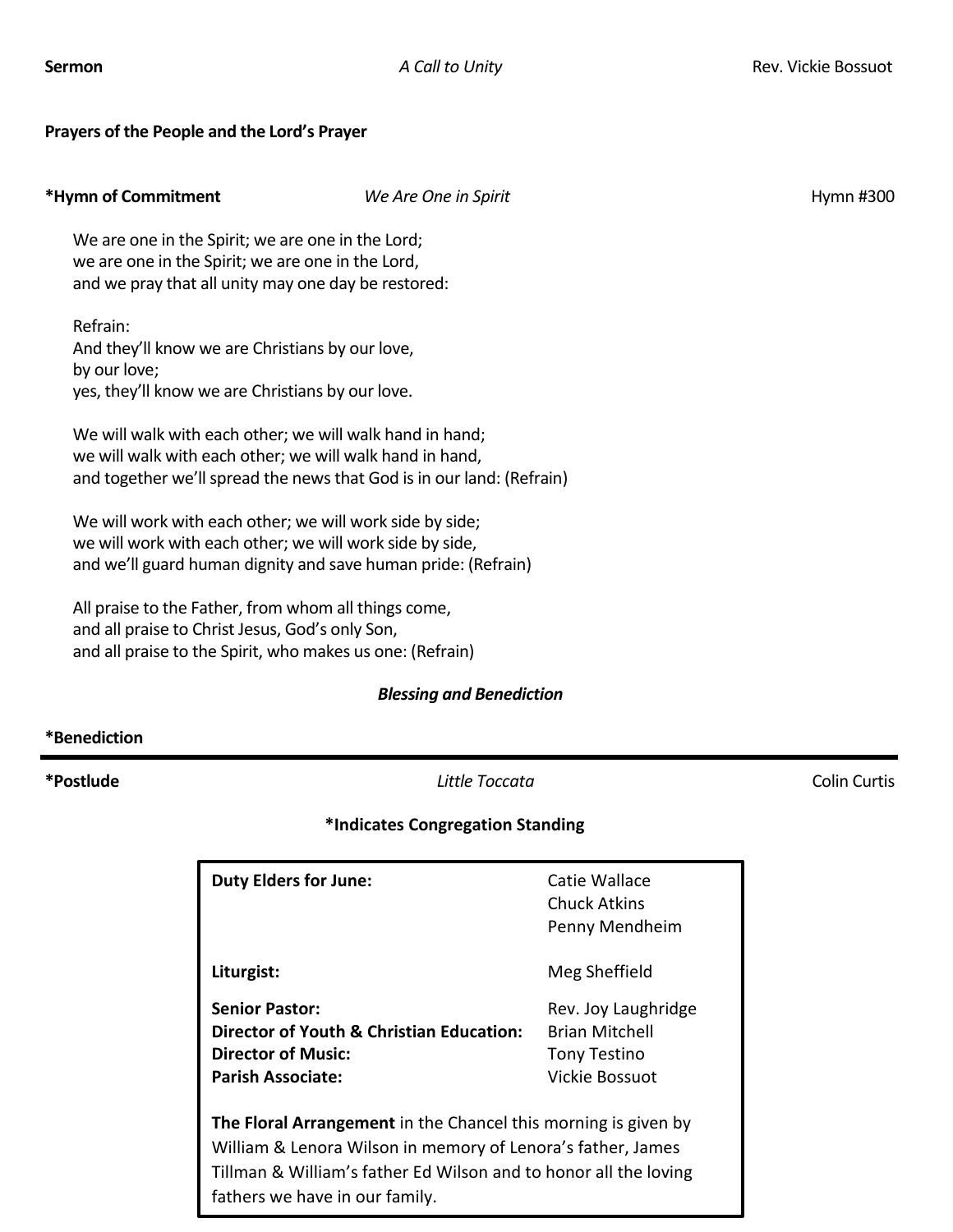**Sermon** *A Call to Unity* Rev. Vickie Bossuot

**Prayers of the People and the Lord's Prayer**

**\*Hymn of Commitment** *We Are One in Spirit* Hymn #300

We are one in the Spirit; we are one in the Lord;
we are one in the Spirit; we are one in the Lord,
and we pray that all unity may one day be restored:

Refrain:
And they'll know we are Christians by our love,
by our love;
yes, they'll know we are Christians by our love.

We will walk with each other; we will walk hand in hand;
we will walk with each other; we will walk hand in hand,
and together we'll spread the news that God is in our land: (Refrain)

We will work with each other; we will work side by side;
we will work with each other; we will work side by side,
and we'll guard human dignity and save human pride: (Refrain)

All praise to the Father, from whom all things come,
and all praise to Christ Jesus, God's only Son,
and all praise to the Spirit, who makes us one: (Refrain)

***Blessing and Benediction***

**\*Benediction**

---

**\*Postlude** *Little Toccata* Colin Curtis

**\*Indicates Congregation Standing**

| | |
|---|---|
| **Duty Elders for June:** | Catie Wallace<br>Chuck Atkins<br>Penny Mendheim |
| **Liturgist:** | Meg Sheffield |
| **Senior Pastor:** | Rev. Joy Laughridge |
| **Director of Youth & Christian Education:** | Brian Mitchell |
| **Director of Music:** | Tony Testino |
| **Parish Associate:** | Vickie Bossuot |

**The Floral Arrangement** in the Chancel this morning is given by William & Lenora Wilson in memory of Lenora's father, James Tillman & William's father Ed Wilson and to honor all the loving fathers we have in our family.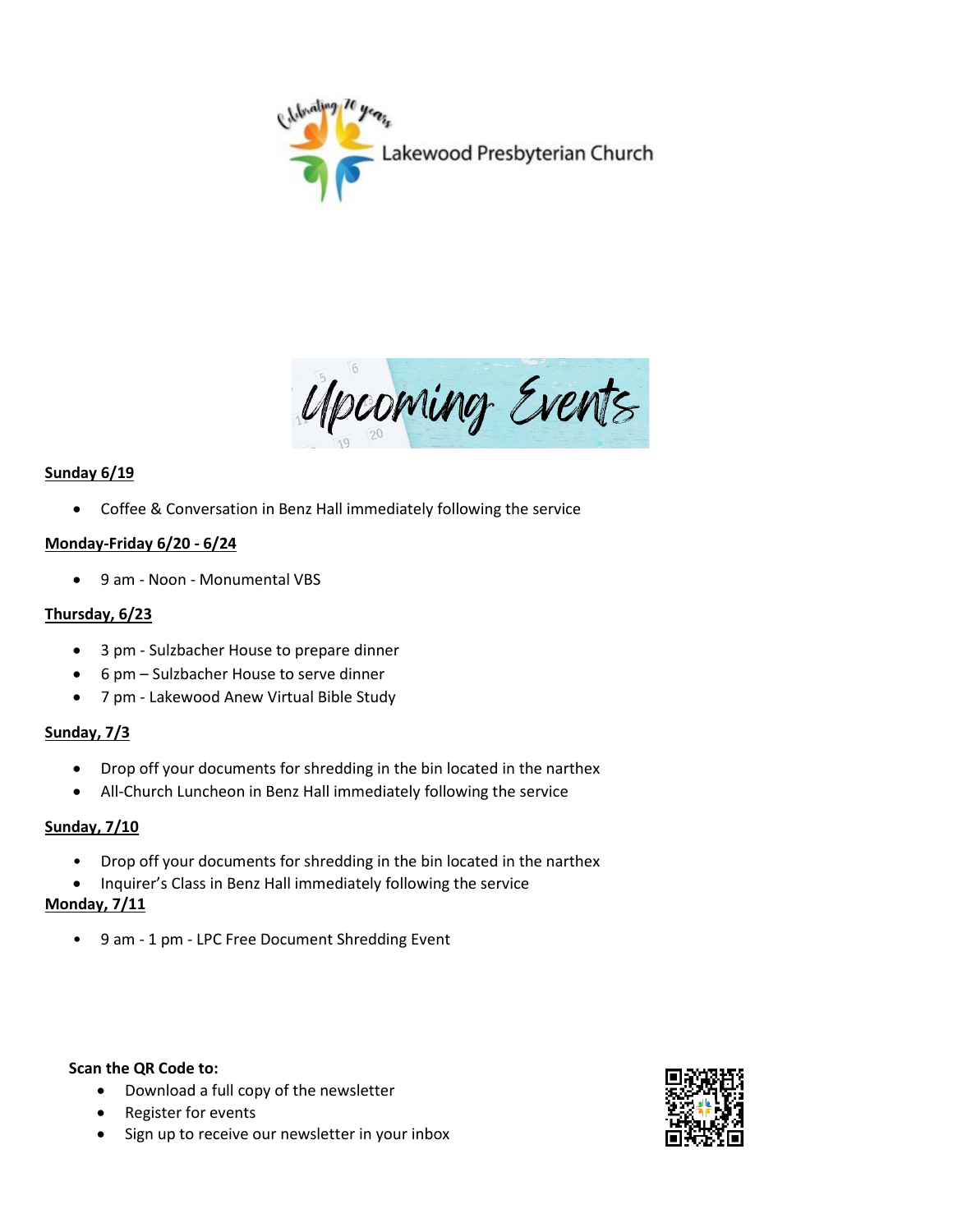Celebrating 70 years

Lakewood Presbyterian Church

# Upcoming Events

**Sunday 6/19**

- Coffee & Conversation in Benz Hall immediately following the service

**Monday-Friday 6/20 - 6/24**

- 9 am - Noon - Monumental VBS

**Thursday, 6/23**

- 3 pm - Sulzbacher House to prepare dinner
- 6 pm – Sulzbacher House to serve dinner
- 7 pm - Lakewood Anew Virtual Bible Study

**Sunday, 7/3**

- Drop off your documents for shredding in the bin located in the narthex
- All-Church Luncheon in Benz Hall immediately following the service

**Sunday, 7/10**

- Drop off your documents for shredding in the bin located in the narthex
- Inquirer's Class in Benz Hall immediately following the service

**Monday, 7/11**

- 9 am - 1 pm - LPC Free Document Shredding Event

**Scan the QR Code to:**

- Download a full copy of the newsletter
- Register for events
- Sign up to receive our newsletter in your inbox